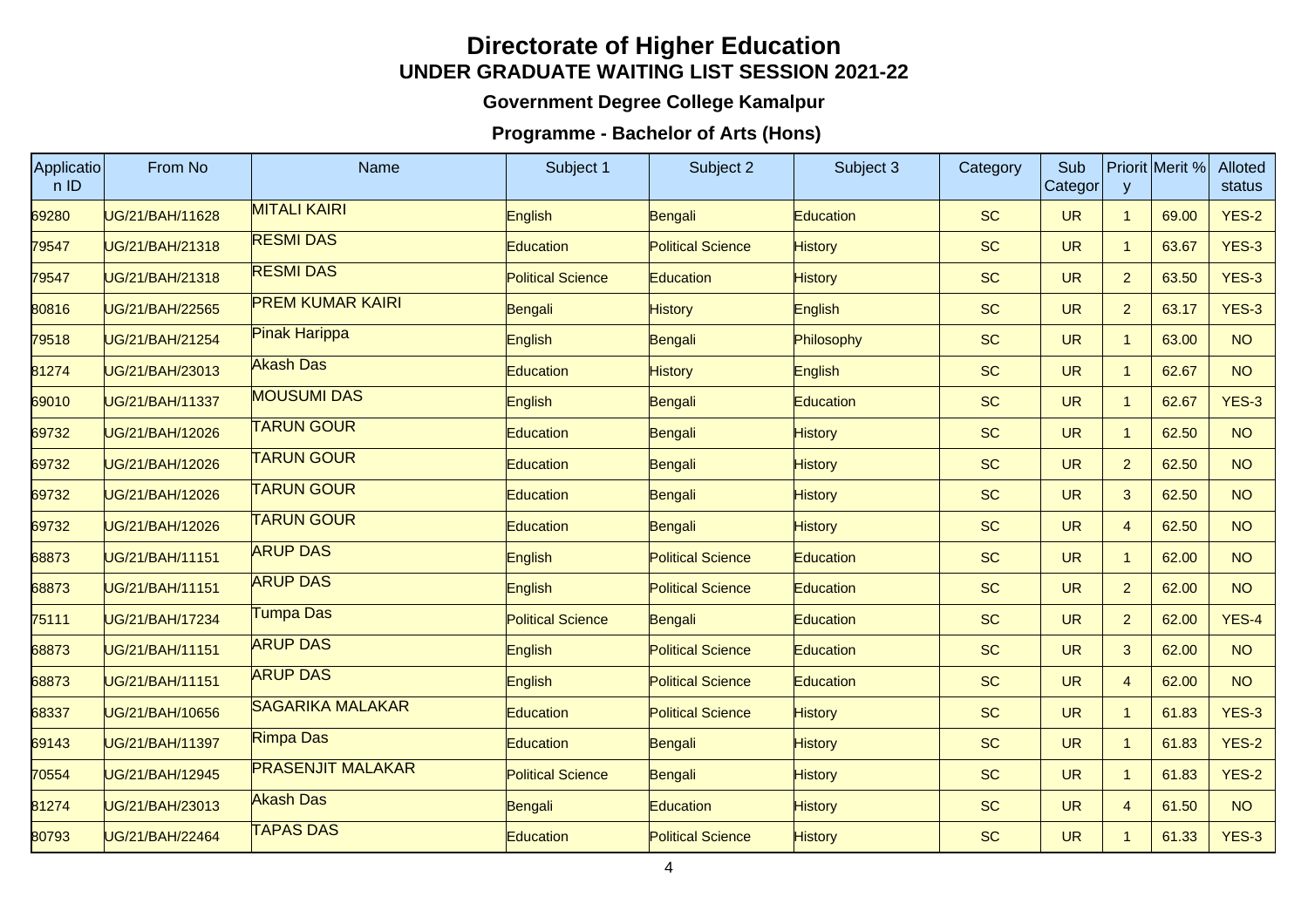# Directorate of Higher Education

## UNDER GRADUATE WAITING LIST SESSION 2021-22

### Government Degree College Kamalpur

### Programme - Bachelor of Arts (Hons)

| Application ID | From No | Name | Subject 1 | Subject 2 | Subject 3 | Category | Sub Category | Priority | Merit % | Alloted status |
|---|---|---|---|---|---|---|---|---|---|---|
| 69280 | UG/21/BAH/11628 | MITALI KAIRI | English | Bengali | Education | SC | UR | 1 | 69.00 | YES-2 |
| 79547 | UG/21/BAH/21318 | RESMI DAS | Education | Political Science | History | SC | UR | 1 | 63.67 | YES-3 |
| 79547 | UG/21/BAH/21318 | RESMI DAS | Political Science | Education | History | SC | UR | 2 | 63.50 | YES-3 |
| 80816 | UG/21/BAH/22565 | PREM KUMAR KAIRI | Bengali | History | English | SC | UR | 2 | 63.17 | YES-3 |
| 79518 | UG/21/BAH/21254 | Pinak Harippa | English | Bengali | Philosophy | SC | UR | 1 | 63.00 | NO |
| 81274 | UG/21/BAH/23013 | Akash Das | Education | History | English | SC | UR | 1 | 62.67 | NO |
| 69010 | UG/21/BAH/11337 | MOUSUMI DAS | English | Bengali | Education | SC | UR | 1 | 62.67 | YES-3 |
| 69732 | UG/21/BAH/12026 | TARUN GOUR | Education | Bengali | History | SC | UR | 1 | 62.50 | NO |
| 69732 | UG/21/BAH/12026 | TARUN GOUR | Education | Bengali | History | SC | UR | 2 | 62.50 | NO |
| 69732 | UG/21/BAH/12026 | TARUN GOUR | Education | Bengali | History | SC | UR | 3 | 62.50 | NO |
| 69732 | UG/21/BAH/12026 | TARUN GOUR | Education | Bengali | History | SC | UR | 4 | 62.50 | NO |
| 68873 | UG/21/BAH/11151 | ARUP DAS | English | Political Science | Education | SC | UR | 1 | 62.00 | NO |
| 68873 | UG/21/BAH/11151 | ARUP DAS | English | Political Science | Education | SC | UR | 2 | 62.00 | NO |
| 75111 | UG/21/BAH/17234 | Tumpa Das | Political Science | Bengali | Education | SC | UR | 2 | 62.00 | YES-4 |
| 68873 | UG/21/BAH/11151 | ARUP DAS | English | Political Science | Education | SC | UR | 3 | 62.00 | NO |
| 68873 | UG/21/BAH/11151 | ARUP DAS | English | Political Science | Education | SC | UR | 4 | 62.00 | NO |
| 68337 | UG/21/BAH/10656 | SAGARIKA MALAKAR | Education | Political Science | History | SC | UR | 1 | 61.83 | YES-3 |
| 69143 | UG/21/BAH/11397 | Rimpa Das | Education | Bengali | History | SC | UR | 1 | 61.83 | YES-2 |
| 70554 | UG/21/BAH/12945 | PRASENJIT MALAKAR | Political Science | Bengali | History | SC | UR | 1 | 61.83 | YES-2 |
| 81274 | UG/21/BAH/23013 | Akash Das | Bengali | Education | History | SC | UR | 4 | 61.50 | NO |
| 80793 | UG/21/BAH/22464 | TAPAS DAS | Education | Political Science | History | SC | UR | 1 | 61.33 | YES-3 |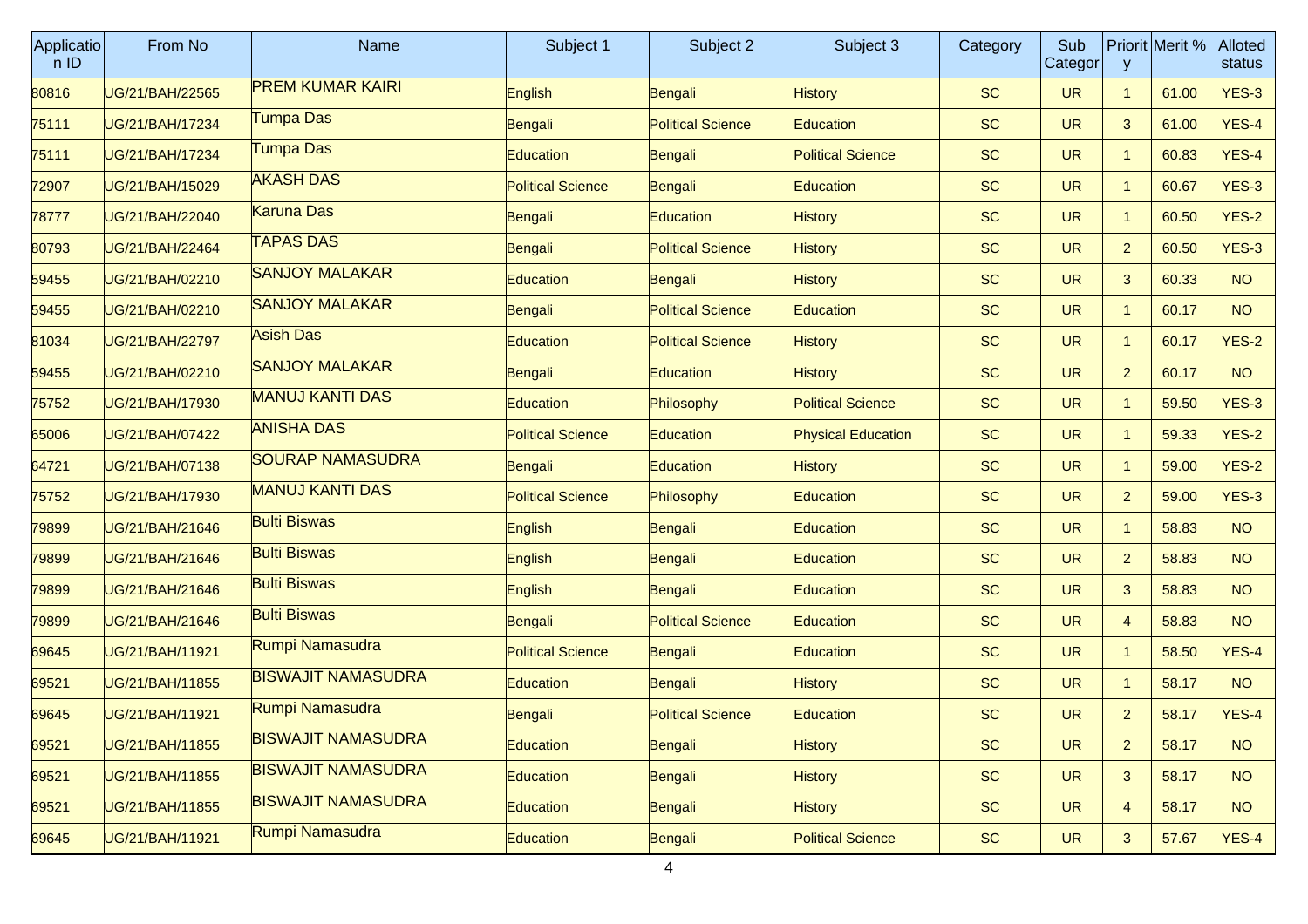| Application ID | From No | Name | Subject 1 | Subject 2 | Subject 3 | Category | Sub Category | Priority | Merit % | Alloted status |
|---|---|---|---|---|---|---|---|---|---|---|
| 80816 | UG/21/BAH/22565 | PREM KUMAR KAIRI | English | Bengali | History | SC | UR | 1 | 61.00 | YES-3 |
| 75111 | UG/21/BAH/17234 | Tumpa Das | Bengali | Political Science | Education | SC | UR | 3 | 61.00 | YES-4 |
| 75111 | UG/21/BAH/17234 | Tumpa Das | Education | Bengali | Political Science | SC | UR | 1 | 60.83 | YES-4 |
| 72907 | UG/21/BAH/15029 | AKASH DAS | Political Science | Bengali | Education | SC | UR | 1 | 60.67 | YES-3 |
| 78777 | UG/21/BAH/22040 | Karuna Das | Bengali | Education | History | SC | UR | 1 | 60.50 | YES-2 |
| 80793 | UG/21/BAH/22464 | TAPAS DAS | Bengali | Political Science | History | SC | UR | 2 | 60.50 | YES-3 |
| 59455 | UG/21/BAH/02210 | SANJOY MALAKAR | Education | Bengali | History | SC | UR | 3 | 60.33 | NO |
| 59455 | UG/21/BAH/02210 | SANJOY MALAKAR | Bengali | Political Science | Education | SC | UR | 1 | 60.17 | NO |
| 81034 | UG/21/BAH/22797 | Asish Das | Education | Political Science | History | SC | UR | 1 | 60.17 | YES-2 |
| 59455 | UG/21/BAH/02210 | SANJOY MALAKAR | Bengali | Education | History | SC | UR | 2 | 60.17 | NO |
| 75752 | UG/21/BAH/17930 | MANUJ KANTI DAS | Education | Philosophy | Political Science | SC | UR | 1 | 59.50 | YES-3 |
| 65006 | UG/21/BAH/07422 | ANISHA DAS | Political Science | Education | Physical Education | SC | UR | 1 | 59.33 | YES-2 |
| 64721 | UG/21/BAH/07138 | SOURAP NAMASUDRA | Bengali | Education | History | SC | UR | 1 | 59.00 | YES-2 |
| 75752 | UG/21/BAH/17930 | MANUJ KANTI DAS | Political Science | Philosophy | Education | SC | UR | 2 | 59.00 | YES-3 |
| 79899 | UG/21/BAH/21646 | Bulti Biswas | English | Bengali | Education | SC | UR | 1 | 58.83 | NO |
| 79899 | UG/21/BAH/21646 | Bulti Biswas | English | Bengali | Education | SC | UR | 2 | 58.83 | NO |
| 79899 | UG/21/BAH/21646 | Bulti Biswas | English | Bengali | Education | SC | UR | 3 | 58.83 | NO |
| 79899 | UG/21/BAH/21646 | Bulti Biswas | Bengali | Political Science | Education | SC | UR | 4 | 58.83 | NO |
| 69645 | UG/21/BAH/11921 | Rumpi Namasudra | Political Science | Bengali | Education | SC | UR | 1 | 58.50 | YES-4 |
| 69521 | UG/21/BAH/11855 | BISWAJIT NAMASUDRA | Education | Bengali | History | SC | UR | 1 | 58.17 | NO |
| 69645 | UG/21/BAH/11921 | Rumpi Namasudra | Bengali | Political Science | Education | SC | UR | 2 | 58.17 | YES-4 |
| 69521 | UG/21/BAH/11855 | BISWAJIT NAMASUDRA | Education | Bengali | History | SC | UR | 2 | 58.17 | NO |
| 69521 | UG/21/BAH/11855 | BISWAJIT NAMASUDRA | Education | Bengali | History | SC | UR | 3 | 58.17 | NO |
| 69521 | UG/21/BAH/11855 | BISWAJIT NAMASUDRA | Education | Bengali | History | SC | UR | 4 | 58.17 | NO |
| 69645 | UG/21/BAH/11921 | Rumpi Namasudra | Education | Bengali | Political Science | SC | UR | 3 | 57.67 | YES-4 |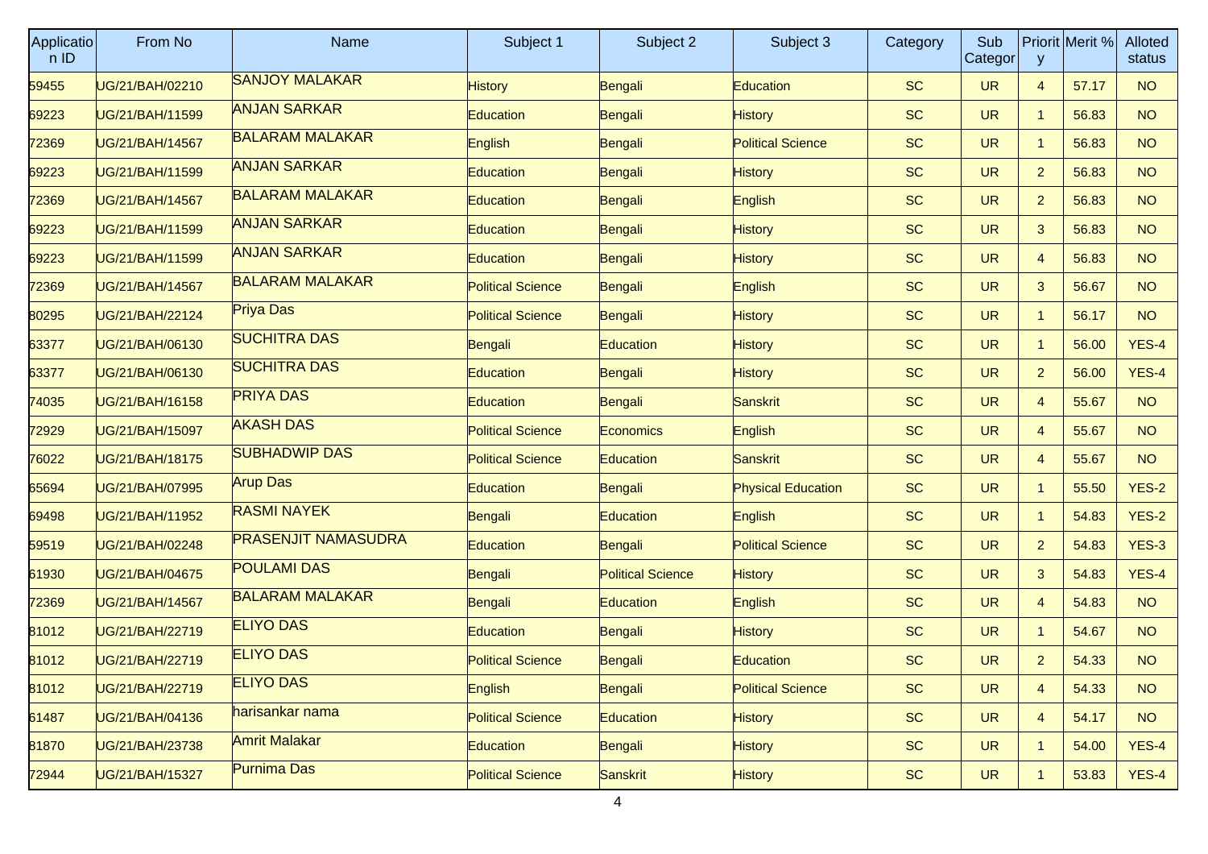| Application ID | From No | Name | Subject 1 | Subject 2 | Subject 3 | Category | Sub Category | Priority | Merit % | Alloted status |
|---|---|---|---|---|---|---|---|---|---|---|
| 59455 | UG/21/BAH/02210 | SANJOY MALAKAR | History | Bengali | Education | SC | UR | 4 | 57.17 | NO |
| 69223 | UG/21/BAH/11599 | ANJAN SARKAR | Education | Bengali | History | SC | UR | 1 | 56.83 | NO |
| 72369 | UG/21/BAH/14567 | BALARAM MALAKAR | English | Bengali | Political Science | SC | UR | 1 | 56.83 | NO |
| 69223 | UG/21/BAH/11599 | ANJAN SARKAR | Education | Bengali | History | SC | UR | 2 | 56.83 | NO |
| 72369 | UG/21/BAH/14567 | BALARAM MALAKAR | Education | Bengali | English | SC | UR | 2 | 56.83 | NO |
| 69223 | UG/21/BAH/11599 | ANJAN SARKAR | Education | Bengali | History | SC | UR | 3 | 56.83 | NO |
| 69223 | UG/21/BAH/11599 | ANJAN SARKAR | Education | Bengali | History | SC | UR | 4 | 56.83 | NO |
| 72369 | UG/21/BAH/14567 | BALARAM MALAKAR | Political Science | Bengali | English | SC | UR | 3 | 56.67 | NO |
| 80295 | UG/21/BAH/22124 | Priya Das | Political Science | Bengali | History | SC | UR | 1 | 56.17 | NO |
| 63377 | UG/21/BAH/06130 | SUCHITRA DAS | Bengali | Education | History | SC | UR | 1 | 56.00 | YES-4 |
| 63377 | UG/21/BAH/06130 | SUCHITRA DAS | Education | Bengali | History | SC | UR | 2 | 56.00 | YES-4 |
| 74035 | UG/21/BAH/16158 | PRIYA DAS | Education | Bengali | Sanskrit | SC | UR | 4 | 55.67 | NO |
| 72929 | UG/21/BAH/15097 | AKASH DAS | Political Science | Economics | English | SC | UR | 4 | 55.67 | NO |
| 76022 | UG/21/BAH/18175 | SUBHADWIP DAS | Political Science | Education | Sanskrit | SC | UR | 4 | 55.67 | NO |
| 65694 | UG/21/BAH/07995 | Arup Das | Education | Bengali | Physical Education | SC | UR | 1 | 55.50 | YES-2 |
| 69498 | UG/21/BAH/11952 | RASMI NAYEK | Bengali | Education | English | SC | UR | 1 | 54.83 | YES-2 |
| 59519 | UG/21/BAH/02248 | PRASENJIT NAMASUDRA | Education | Bengali | Political Science | SC | UR | 2 | 54.83 | YES-3 |
| 61930 | UG/21/BAH/04675 | POULAMI DAS | Bengali | Political Science | History | SC | UR | 3 | 54.83 | YES-4 |
| 72369 | UG/21/BAH/14567 | BALARAM MALAKAR | Bengali | Education | English | SC | UR | 4 | 54.83 | NO |
| 81012 | UG/21/BAH/22719 | ELIYO DAS | Education | Bengali | History | SC | UR | 1 | 54.67 | NO |
| 81012 | UG/21/BAH/22719 | ELIYO DAS | Political Science | Bengali | Education | SC | UR | 2 | 54.33 | NO |
| 81012 | UG/21/BAH/22719 | ELIYO DAS | English | Bengali | Political Science | SC | UR | 4 | 54.33 | NO |
| 61487 | UG/21/BAH/04136 | harisankar nama | Political Science | Education | History | SC | UR | 4 | 54.17 | NO |
| 81870 | UG/21/BAH/23738 | Amrit Malakar | Education | Bengali | History | SC | UR | 1 | 54.00 | YES-4 |
| 72944 | UG/21/BAH/15327 | Purnima Das | Political Science | Sanskrit | History | SC | UR | 1 | 53.83 | YES-4 |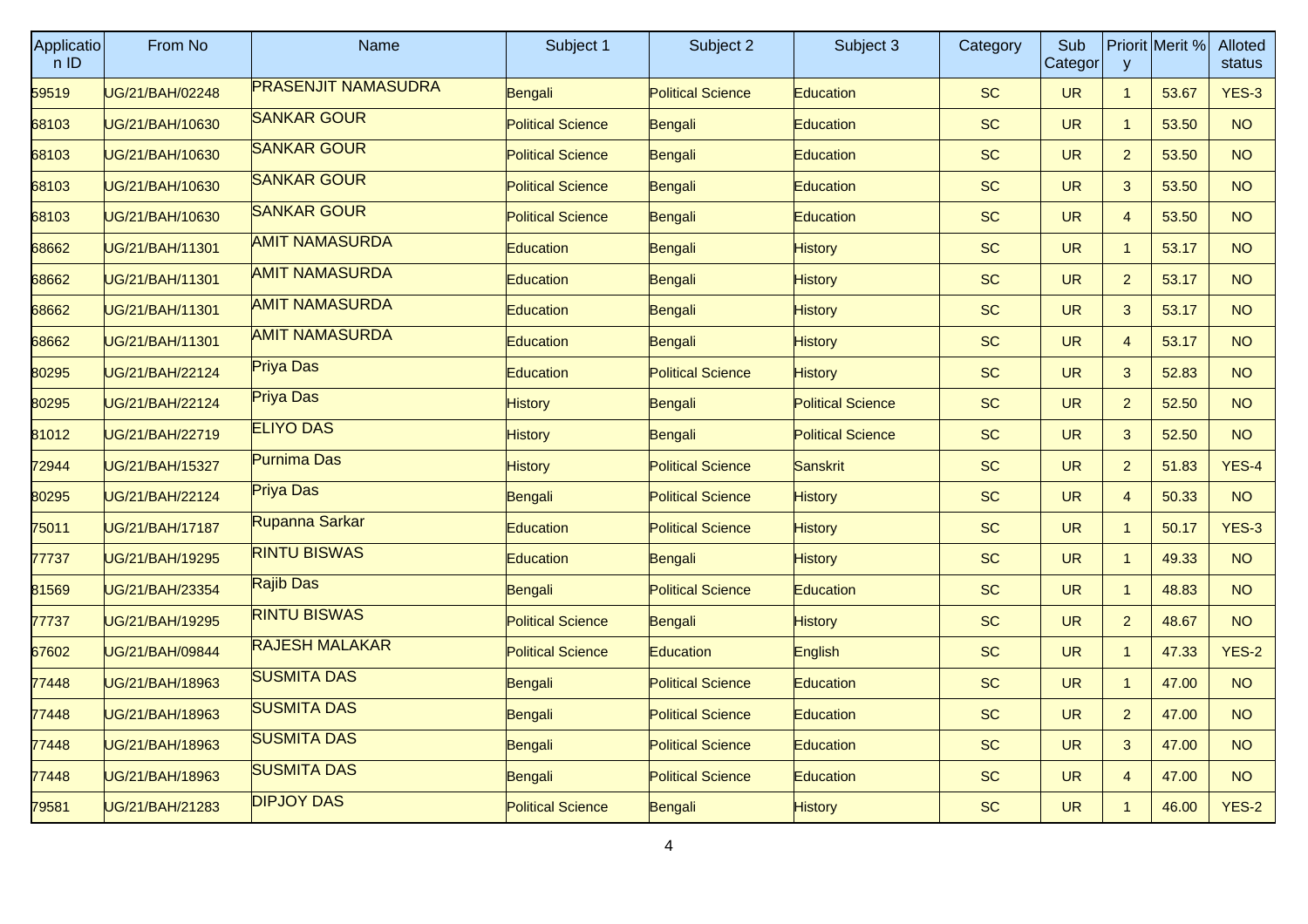| Application ID | From No | Name | Subject 1 | Subject 2 | Subject 3 | Category | Sub Category | Priority | Merit % | Alloted status |
|---|---|---|---|---|---|---|---|---|---|---|
| 59519 | UG/21/BAH/02248 | PRASENJIT NAMASUDRA | Bengali | Political Science | Education | SC | UR | 1 | 53.67 | YES-3 |
| 68103 | UG/21/BAH/10630 | SANKAR GOUR | Political Science | Bengali | Education | SC | UR | 1 | 53.50 | NO |
| 68103 | UG/21/BAH/10630 | SANKAR GOUR | Political Science | Bengali | Education | SC | UR | 2 | 53.50 | NO |
| 68103 | UG/21/BAH/10630 | SANKAR GOUR | Political Science | Bengali | Education | SC | UR | 3 | 53.50 | NO |
| 68103 | UG/21/BAH/10630 | SANKAR GOUR | Political Science | Bengali | Education | SC | UR | 4 | 53.50 | NO |
| 68662 | UG/21/BAH/11301 | AMIT NAMASURDA | Education | Bengali | History | SC | UR | 1 | 53.17 | NO |
| 68662 | UG/21/BAH/11301 | AMIT NAMASURDA | Education | Bengali | History | SC | UR | 2 | 53.17 | NO |
| 68662 | UG/21/BAH/11301 | AMIT NAMASURDA | Education | Bengali | History | SC | UR | 3 | 53.17 | NO |
| 68662 | UG/21/BAH/11301 | AMIT NAMASURDA | Education | Bengali | History | SC | UR | 4 | 53.17 | NO |
| 80295 | UG/21/BAH/22124 | Priya Das | Education | Political Science | History | SC | UR | 3 | 52.83 | NO |
| 80295 | UG/21/BAH/22124 | Priya Das | History | Bengali | Political Science | SC | UR | 2 | 52.50 | NO |
| 81012 | UG/21/BAH/22719 | ELIYO DAS | History | Bengali | Political Science | SC | UR | 3 | 52.50 | NO |
| 72944 | UG/21/BAH/15327 | Purnima Das | History | Political Science | Sanskrit | SC | UR | 2 | 51.83 | YES-4 |
| 80295 | UG/21/BAH/22124 | Priya Das | Bengali | Political Science | History | SC | UR | 4 | 50.33 | NO |
| 75011 | UG/21/BAH/17187 | Rupanna Sarkar | Education | Political Science | History | SC | UR | 1 | 50.17 | YES-3 |
| 77737 | UG/21/BAH/19295 | RINTU BISWAS | Education | Bengali | History | SC | UR | 1 | 49.33 | NO |
| 81569 | UG/21/BAH/23354 | Rajib Das | Bengali | Political Science | Education | SC | UR | 1 | 48.83 | NO |
| 77737 | UG/21/BAH/19295 | RINTU BISWAS | Political Science | Bengali | History | SC | UR | 2 | 48.67 | NO |
| 67602 | UG/21/BAH/09844 | RAJESH MALAKAR | Political Science | Education | English | SC | UR | 1 | 47.33 | YES-2 |
| 77448 | UG/21/BAH/18963 | SUSMITA DAS | Bengali | Political Science | Education | SC | UR | 1 | 47.00 | NO |
| 77448 | UG/21/BAH/18963 | SUSMITA DAS | Bengali | Political Science | Education | SC | UR | 2 | 47.00 | NO |
| 77448 | UG/21/BAH/18963 | SUSMITA DAS | Bengali | Political Science | Education | SC | UR | 3 | 47.00 | NO |
| 77448 | UG/21/BAH/18963 | SUSMITA DAS | Bengali | Political Science | Education | SC | UR | 4 | 47.00 | NO |
| 79581 | UG/21/BAH/21283 | DIPJOY DAS | Political Science | Bengali | History | SC | UR | 1 | 46.00 | YES-2 |